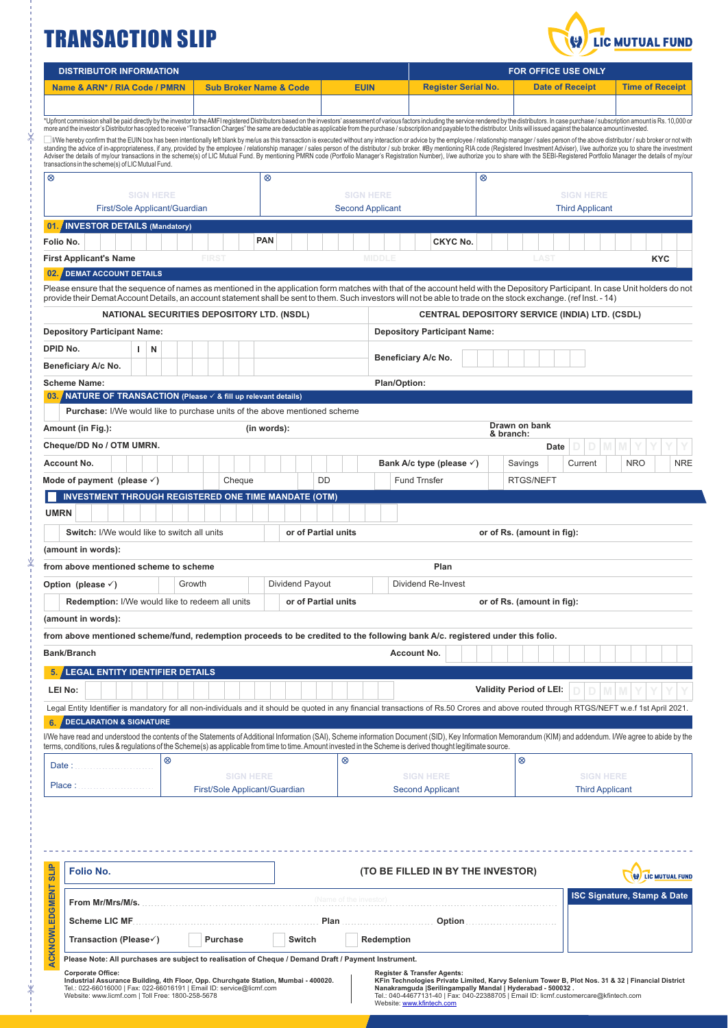# TRANSACTION SLIP

LIC MUTUAL FUND

| DISTRIBUTOR INFORMATION | | | FOR OFFICE USE ONLY | | |
|---|---|---|---|---|---|
| Name & ARN* / RIA Code / PMRN | Sub Broker Name & Code | EUIN | Register Serial No. | Date of Receipt | Time of Receipt |
| | | | | | |

*Upfront commission shall be paid directly by the investor to the AMFI registered Distributors based on the investors' assessment of various factors including the service rendered by the distributors. In case purchase / subscription amount is Rs. 10,000 or more and the investor's Distributor has opted to receive "Transaction Charges" the same are deductable as applicable from the purchase / subscription and payable to the distributor. Units will issued against the balance amount invested.

☐ I/We hereby confirm that the EUIN box has been intentionally left blank by me/us as this transaction is executed without any interaction or advice by the employee / relationship manager / sales person of the above distributor / sub broker or not with standing the advice of in-appropriateness, if any, provided by the employee / relationship manager / sales person of the distributor / sub broker. #By mentioning RIA code (Registered Investment Adviser), I/we authorize you to share the investment Adviser the details of my/our transactions in the scheme(s) of LIC Mutual Fund. By mentioning PMRN code (Portfolio Manager's Registration Number), I/we authorize you to share with the SEBI-Registered Portfolio Manager the details of my/our transactions in the scheme(s) of LIC Mutual Fund.

| SIGN HERE | SIGN HERE | SIGN HERE |
|---|---|---|
| First/Sole Applicant/Guardian | Second Applicant | Third Applicant |

## 01. INVESTOR DETAILS (Mandatory)

Folio No. | PAN | CKYC No.

First Applicant's Name: FIRST | MIDDLE | LAST | KYC

## 02. DEMAT ACCOUNT DETAILS

Please ensure that the sequence of names as mentioned in the application form matches with that of the account held with the Depository Participant. In case Unit holders do not provide their Demat Account Details, an account statement shall be sent to them. Such investors will not be able to trade on the stock exchange. (ref Inst. - 14)

| NATIONAL SECURITIES DEPOSITORY LTD. (NSDL) | CENTRAL DEPOSITORY SERVICE (INDIA) LTD. (CSDL) |
|---|---|
| Depository Participant Name: | Depository Participant Name: |
| DPID No. I N | Beneficiary A/c No. |
| Beneficiary A/c No. | |
| Scheme Name: | Plan/Option: |

## 03. NATURE OF TRANSACTION (Please ✓ & fill up relevant details)

☐ **Purchase:** I/We would like to purchase units of the above mentioned scheme

Amount (in Fig.): | (in words): | Drawn on bank & branch:

Cheque/DD No / OTM UMRN. | Date D D M M Y Y Y Y

Account No. | Bank A/c type (please ✓) ☐ Savings ☐ Current ☐ NRO ☐ NRE

Mode of payment (please ✓) ☐ Cheque ☐ DD ☐ Fund Trnsfer ☐ RTGS/NEFT

☐ **INVESTMENT THROUGH REGISTERED ONE TIME MANDATE (OTM)**

UMRN

☐ **Switch:** I/We would like to switch all units | ☐ or of Partial units | or of Rs. (amount in fig):

(amount in words):

from above mentioned scheme to scheme | Plan

Option (please ✓) ☐ Growth ☐ Dividend Payout ☐ Dividend Re-Invest

☐ **Redemption:** I/We would like to redeem all units | ☐ or of Partial units | or of Rs. (amount in fig):

(amount in words):

from above mentioned scheme/fund, redemption proceeds to be credited to the following bank A/c. registered under this folio.

Bank/Branch | Account No.

## 5. LEGAL ENTITY IDENTIFIER DETAILS

LEI No: | Validity Period of LEI: D D M M Y Y Y Y

Legal Entity Identifier is mandatory for all non-individuals and it should be quoted in any financial transactions of Rs.50 Crores and above routed through RTGS/NEFT w.e.f 1st April 2021.

## 6. DECLARATION & SIGNATURE

I/We have read and understood the contents of the Statements of Additional Information (SAI), Scheme information Document (SID), Key Information Memorandum (KIM) and addendum. I/We agree to abide by the terms, conditions, rules & regulations of the Scheme(s) as applicable from time to time. Amount invested in the Scheme is derived thought legitimate source.

| Date : ............ Place : ............ | SIGN HERE | SIGN HERE | SIGN HERE |
|---|---|---|---|
| | First/Sole Applicant/Guardian | Second Applicant | Third Applicant |

---

## ACKNOWLEDGMENT SLIP

Folio No. | (TO BE FILLED IN BY THE INVESTOR)

From Mr/Mrs/M/s. .................... (Name of the investor)

Scheme LIC MF .................... Plan .................... Option ....................

Transaction (Please✓) ☐ Purchase ☐ Switch ☐ Redemption

ISC Signature, Stamp & Date

**Please Note: All purchases are subject to realisation of Cheque / Demand Draft / Payment Instrument.**

**Corporate Office:**
**Industrial Assurance Building, 4th Floor, Opp. Churchgate Station, Mumbai - 400020.**
Tel.: 022-66016000 | Fax: 022-66016191 | Email ID: service@licmf.com
Website: www.licmf.com | Toll Free: 1800-258-5678

**Register & Transfer Agents:**
**KFin Technologies Private Limited, Karvy Selenium Tower B, Plot Nos. 31 & 32 | Financial District Nanakramguda |Serilingampally Mandal | Hyderabad - 500032 .**
Tel.: 040-44677131-40 | Fax: 040-22388705 | Email ID: licmf.customercare@kfintech.com
Website: www.kfintech.com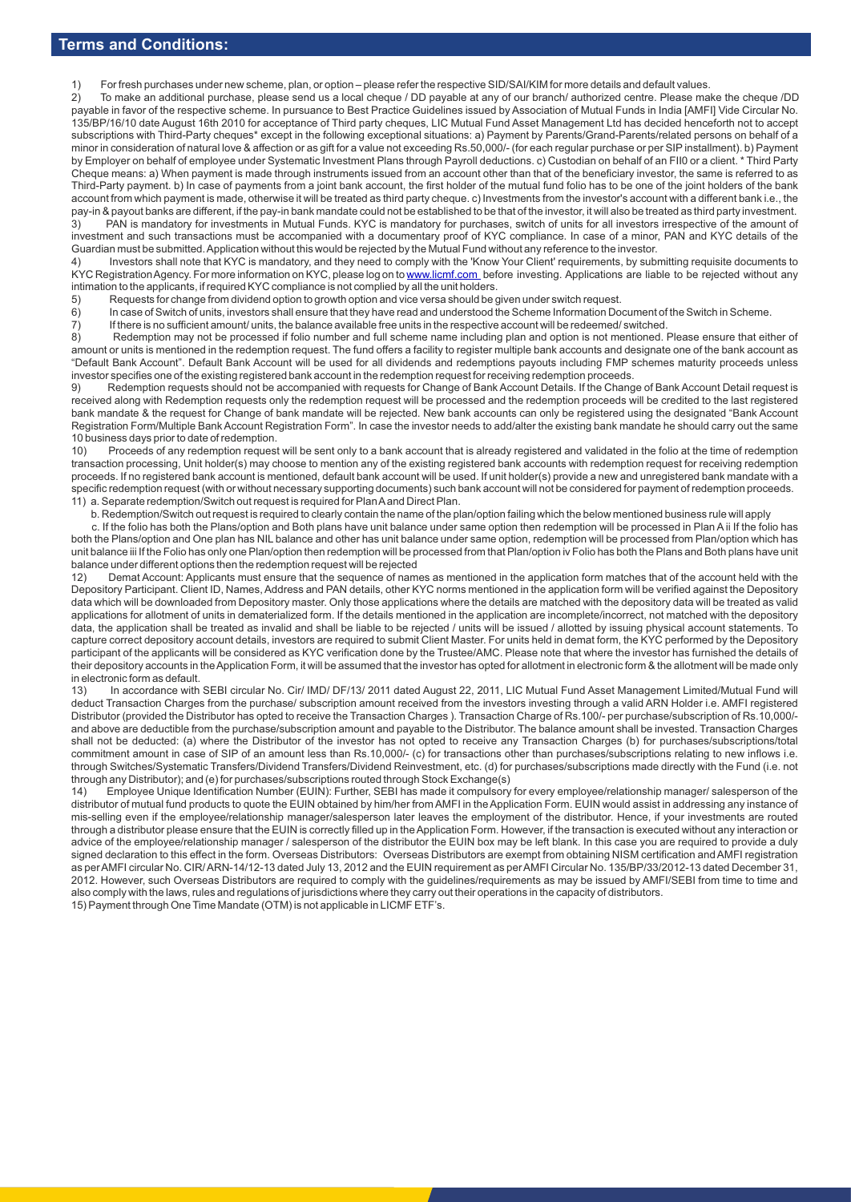## Terms and Conditions:

1) For fresh purchases under new scheme, plan, or option – please refer the respective SID/SAI/KIM for more details and default values.

2) To make an additional purchase, please send us a local cheque / DD payable at any of our branch/ authorized centre. Please make the cheque /DD payable in favor of the respective scheme. In pursuance to Best Practice Guidelines issued by Association of Mutual Funds in India [AMFI] Vide Circular No. 135/BP/16/10 date August 16th 2010 for acceptance of Third party cheques, LIC Mutual Fund Asset Management Ltd has decided henceforth not to accept subscriptions with Third-Party cheques* except in the following exceptional situations: a) Payment by Parents/Grand-Parents/related persons on behalf of a minor in consideration of natural love & affection or as gift for a value not exceeding Rs.50,000/- (for each regular purchase or per SIP installment). b) Payment by Employer on behalf of employee under Systematic Investment Plans through Payroll deductions. c) Custodian on behalf of an FII0 or a client. * Third Party Cheque means: a) When payment is made through instruments issued from an account other than that of the beneficiary investor, the same is referred to as Third-Party payment. b) In case of payments from a joint bank account, the first holder of the mutual fund folio has to be one of the joint holders of the bank account from which payment is made, otherwise it will be treated as third party cheque. c) Investments from the investor's account with a different bank i.e., the pay-in & payout banks are different, if the pay-in bank mandate could not be established to be that of the investor, it will also be treated as third party investment.

3) PAN is mandatory for investments in Mutual Funds. KYC is mandatory for purchases, switch of units for all investors irrespective of the amount of investment and such transactions must be accompanied with a documentary proof of KYC compliance. In case of a minor, PAN and KYC details of the Guardian must be submitted. Application without this would be rejected by the Mutual Fund without any reference to the investor.

4) Investors shall note that KYC is mandatory, and they need to comply with the 'Know Your Client' requirements, by submitting requisite documents to KYC Registration Agency. For more information on KYC, please log on to www.licmf.com before investing. Applications are liable to be rejected without any intimation to the applicants, if required KYC compliance is not complied by all the unit holders.

5) Requests for change from dividend option to growth option and vice versa should be given under switch request.

6) In case of Switch of units, investors shall ensure that they have read and understood the Scheme Information Document of the Switch in Scheme.

7) If there is no sufficient amount/ units, the balance available free units in the respective account will be redeemed/ switched.

8) Redemption may not be processed if folio number and full scheme name including plan and option is not mentioned. Please ensure that either of amount or units is mentioned in the redemption request. The fund offers a facility to register multiple bank accounts and designate one of the bank account as "Default Bank Account". Default Bank Account will be used for all dividends and redemptions payouts including FMP schemes maturity proceeds unless investor specifies one of the existing registered bank account in the redemption request for receiving redemption proceeds.

9) Redemption requests should not be accompanied with requests for Change of Bank Account Details. If the Change of Bank Account Detail request is received along with Redemption requests only the redemption request will be processed and the redemption proceeds will be credited to the last registered bank mandate & the request for Change of bank mandate will be rejected. New bank accounts can only be registered using the designated "Bank Account Registration Form/Multiple Bank Account Registration Form". In case the investor needs to add/alter the existing bank mandate he should carry out the same 10 business days prior to date of redemption.

10) Proceeds of any redemption request will be sent only to a bank account that is already registered and validated in the folio at the time of redemption transaction processing, Unit holder(s) may choose to mention any of the existing registered bank accounts with redemption request for receiving redemption proceeds. If no registered bank account is mentioned, default bank account will be used. If unit holder(s) provide a new and unregistered bank mandate with a specific redemption request (with or without necessary supporting documents) such bank account will not be considered for payment of redemption proceeds.

11) a. Separate redemption/Switch out request is required for Plan A and Direct Plan.

b. Redemption/Switch out request is required to clearly contain the name of the plan/option failing which the below mentioned business rule will apply

c. If the folio has both the Plans/option and Both plans have unit balance under same option then redemption will be processed in Plan A ii If the folio has both the Plans/option and One plan has NIL balance and other has unit balance under same option, redemption will be processed from Plan/option which has unit balance iii If the Folio has only one Plan/option then redemption will be processed from that Plan/option iv Folio has both the Plans and Both plans have unit balance under different options then the redemption request will be rejected

12) Demat Account: Applicants must ensure that the sequence of names as mentioned in the application form matches that of the account held with the Depository Participant. Client ID, Names, Address and PAN details, other KYC norms mentioned in the application form will be verified against the Depository data which will be downloaded from Depository master. Only those applications where the details are matched with the depository data will be treated as valid applications for allotment of units in dematerialized form. If the details mentioned in the application are incomplete/incorrect, not matched with the depository data, the application shall be treated as invalid and shall be liable to be rejected / units will be issued / allotted by issuing physical account statements. To capture correct depository account details, investors are required to submit Client Master. For units held in demat form, the KYC performed by the Depository participant of the applicants will be considered as KYC verification done by the Trustee/AMC. Please note that where the investor has furnished the details of their depository accounts in the Application Form, it will be assumed that the investor has opted for allotment in electronic form & the allotment will be made only in electronic form as default.

13) In accordance with SEBI circular No. Cir/ IMD/ DF/13/ 2011 dated August 22, 2011, LIC Mutual Fund Asset Management Limited/Mutual Fund will deduct Transaction Charges from the purchase/ subscription amount received from the investors investing through a valid ARN Holder i.e. AMFI registered Distributor (provided the Distributor has opted to receive the Transaction Charges ). Transaction Charge of Rs.100/- per purchase/subscription of Rs.10,000/- and above are deductible from the purchase/subscription amount and payable to the Distributor. The balance amount shall be invested. Transaction Charges shall not be deducted: (a) where the Distributor of the investor has not opted to receive any Transaction Charges (b) for purchases/subscriptions/total commitment amount in case of SIP of an amount less than Rs.10,000/- (c) for transactions other than purchases/subscriptions relating to new inflows i.e. through Switches/Systematic Transfers/Dividend Transfers/Dividend Reinvestment, etc. (d) for purchases/subscriptions made directly with the Fund (i.e. not through any Distributor); and (e) for purchases/subscriptions routed through Stock Exchange(s)

14) Employee Unique Identification Number (EUIN): Further, SEBI has made it compulsory for every employee/relationship manager/ salesperson of the distributor of mutual fund products to quote the EUIN obtained by him/her from AMFI in the Application Form. EUIN would assist in addressing any instance of mis-selling even if the employee/relationship manager/salesperson later leaves the employment of the distributor. Hence, if your investments are routed through a distributor please ensure that the EUIN is correctly filled up in the Application Form. However, if the transaction is executed without any interaction or advice of the employee/relationship manager / salesperson of the distributor the EUIN box may be left blank. In this case you are required to provide a duly signed declaration to this effect in the form. Overseas Distributors: Overseas Distributors are exempt from obtaining NISM certification and AMFI registration as per AMFI circular No. CIR/ ARN-14/12-13 dated July 13, 2012 and the EUIN requirement as per AMFI Circular No. 135/BP/33/2012-13 dated December 31, 2012. However, such Overseas Distributors are required to comply with the guidelines/requirements as may be issued by AMFI/SEBI from time to time and also comply with the laws, rules and regulations of jurisdictions where they carry out their operations in the capacity of distributors.

15) Payment through One Time Mandate (OTM) is not applicable in LICMF ETF's.